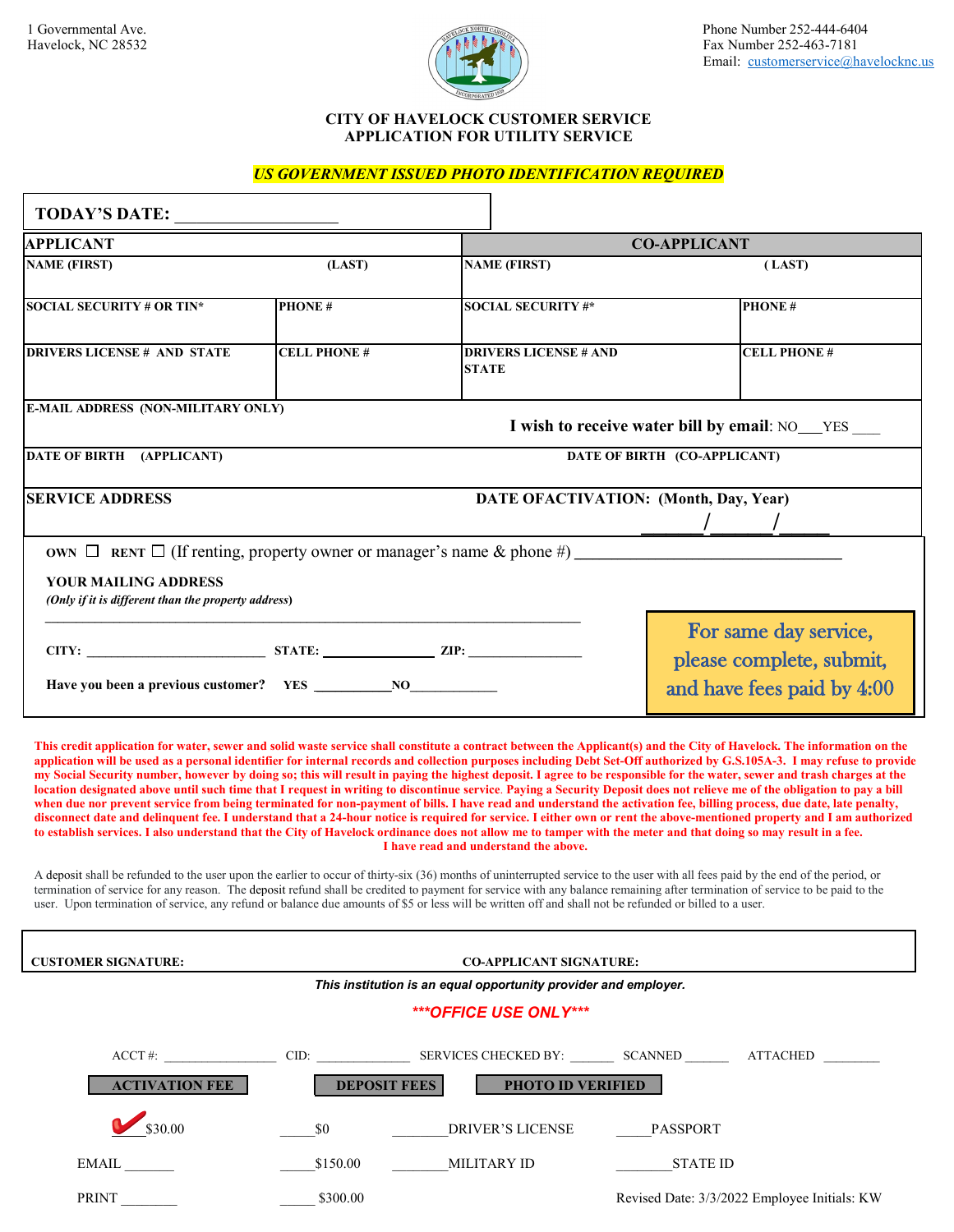1 Governmental Ave.
Havelock, NC 28532

Phone Number 252-444-6404
Fax Number 252-463-7181
Email: customerservice@havelocknc.us

# CITY OF HAVELOCK CUSTOMER SERVICE
# APPLICATION FOR UTILITY SERVICE

***US GOVERNMENT ISSUED PHOTO IDENTIFICATION REQUIRED***

**TODAY'S DATE:** ____________________

| **APPLICANT** | | **CO-APPLICANT** | |
|---|---|---|---|
| **NAME (FIRST) (LAST)** | | **NAME (FIRST) ( LAST)** | |
| **SOCIAL SECURITY # OR TIN*** | **PHONE #** | **SOCIAL SECURITY #*** | **PHONE #** |
| **DRIVERS LICENSE # AND STATE** | **CELL PHONE #** | **DRIVERS LICENSE # AND STATE** | **CELL PHONE #** |
| **E-MAIL ADDRESS (NON-MILITARY ONLY)** | | **I wish to receive water bill by email**: NO___YES ____ | |
| **DATE OF BIRTH (APPLICANT)** | | **DATE OF BIRTH (CO-APPLICANT)** | |
| **SERVICE ADDRESS** | | **DATE OFACTIVATION: (Month, Day, Year)** _______/ ______/ _____ | |

**OWN** ☐ **RENT** ☐ (If renting, property owner or manager's name & phone #) ________________________________

**YOUR MAILING ADDRESS**
*(Only if it is different than the property address)*

______________________________________________________________________

**CITY:** _________________________ **STATE:** _______________ **ZIP:** ________________

**Have you been a previous customer? YES** ___________**NO**____________

For same day service, please complete, submit, and have fees paid by 4:00

**This credit application for water, sewer and solid waste service shall constitute a contract between the Applicant(s) and the City of Havelock. The information on the application will be used as a personal identifier for internal records and collection purposes including Debt Set-Off authorized by G.S.105A-3. I may refuse to provide my Social Security number, however by doing so; this will result in paying the highest deposit. I agree to be responsible for the water, sewer and trash charges at the location designated above until such time that I request in writing to discontinue service. Paying a Security Deposit does not relieve me of the obligation to pay a bill when due nor prevent service from being terminated for non-payment of bills. I have read and understand the activation fee, billing process, due date, late penalty, disconnect date and delinquent fee. I understand that a 24-hour notice is required for service. I either own or rent the above-mentioned property and I am authorized to establish services. I also understand that the City of Havelock ordinance does not allow me to tamper with the meter and that doing so may result in a fee.**

**I have read and understand the above.**

A deposit shall be refunded to the user upon the earlier to occur of thirty-six (36) months of uninterrupted service to the user with all fees paid by the end of the period, or termination of service for any reason. The deposit refund shall be credited to payment for service with any balance remaining after termination of service to be paid to the user. Upon termination of service, any refund or balance due amounts of $5 or less will be written off and shall not be refunded or billed to a user.

**CUSTOMER SIGNATURE:** **CO-APPLICANT SIGNATURE:**

***This institution is an equal opportunity provider and employer.***

***\*\*\*OFFICE USE ONLY\*\*\****

ACCT #: ________________ CID: _____________ SERVICES CHECKED BY: ______ SCANNED ______ ATTACHED ________

| **ACTIVATION FEE** | **DEPOSIT FEES** | **PHOTO ID VERIFIED** | |
|---|---|---|---|
| ✔ $30.00 | _____$0 | ________DRIVER'S LICENSE | _____PASSPORT |
| EMAIL _______ | _____$150.00 | ________MILITARY ID | ________STATE ID |
| PRINT ________ | _____ $300.00 | | |

Revised Date: 3/3/2022 Employee Initials: KW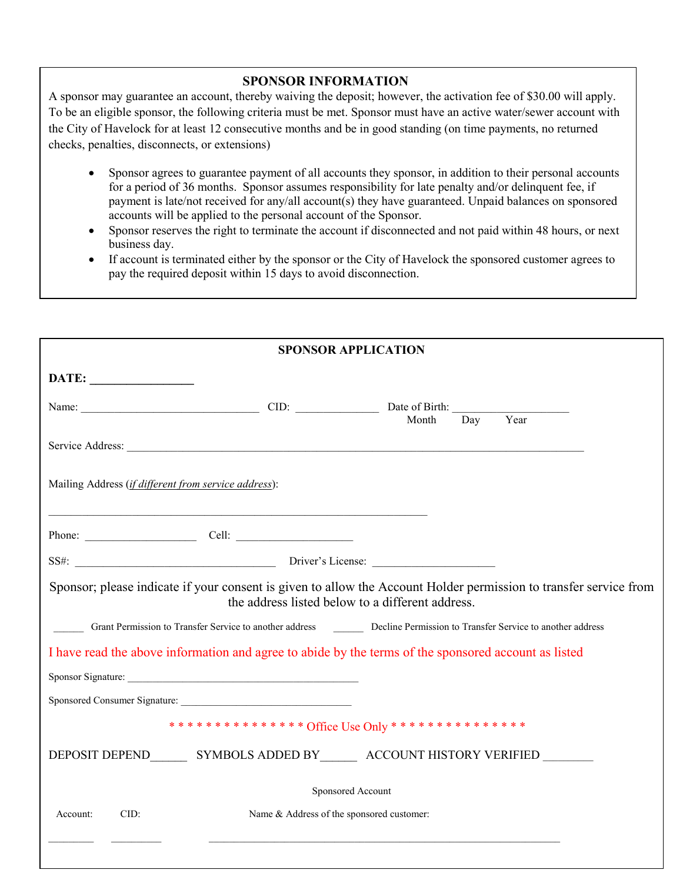## SPONSOR INFORMATION

A sponsor may guarantee an account, thereby waiving the deposit; however, the activation fee of $30.00 will apply. To be an eligible sponsor, the following criteria must be met. Sponsor must have an active water/sewer account with the City of Havelock for at least 12 consecutive months and be in good standing (on time payments, no returned checks, penalties, disconnects, or extensions)

- Sponsor agrees to guarantee payment of all accounts they sponsor, in addition to their personal accounts for a period of 36 months. Sponsor assumes responsibility for late penalty and/or delinquent fee, if payment is late/not received for any/all account(s) they have guaranteed. Unpaid balances on sponsored accounts will be applied to the personal account of the Sponsor.
- Sponsor reserves the right to terminate the account if disconnected and not paid within 48 hours, or next business day.
- If account is terminated either by the sponsor or the City of Havelock the sponsored customer agrees to pay the required deposit within 15 days to avoid disconnection.

## SPONSOR APPLICATION

**DATE:** ________________

Name: ________________________________ CID: _______________ Date of Birth: ____________________
Month Day Year

Service Address: ________________________________________________________________________________

Mailing Address (*if different from service address*):

____________________________________________________________________

Phone: ____________________ Cell: _____________________

SS#: ____________________________________ Driver's License: ______________________

Sponsor; please indicate if your consent is given to allow the Account Holder permission to transfer service from the address listed below to a different address.

______ Grant Permission to Transfer Service to another address ______ Decline Permission to Transfer Service to another address

I have read the above information and agree to abide by the terms of the sponsored account as listed

Sponsor Signature: ______________________________________________

Sponsored Consumer Signature: _________________________________

* * * * * * * * * * * * * * * Office Use Only * * * * * * * * * * * * * * *

DEPOSIT DEPEND______ SYMBOLS ADDED BY______ ACCOUNT HISTORY VERIFIED ________

Sponsored Account

| Account: | CID: | Name & Address of the sponsored customer: |
|---|---|---|
| _________ | __________ | ______________________________________________________________________ |